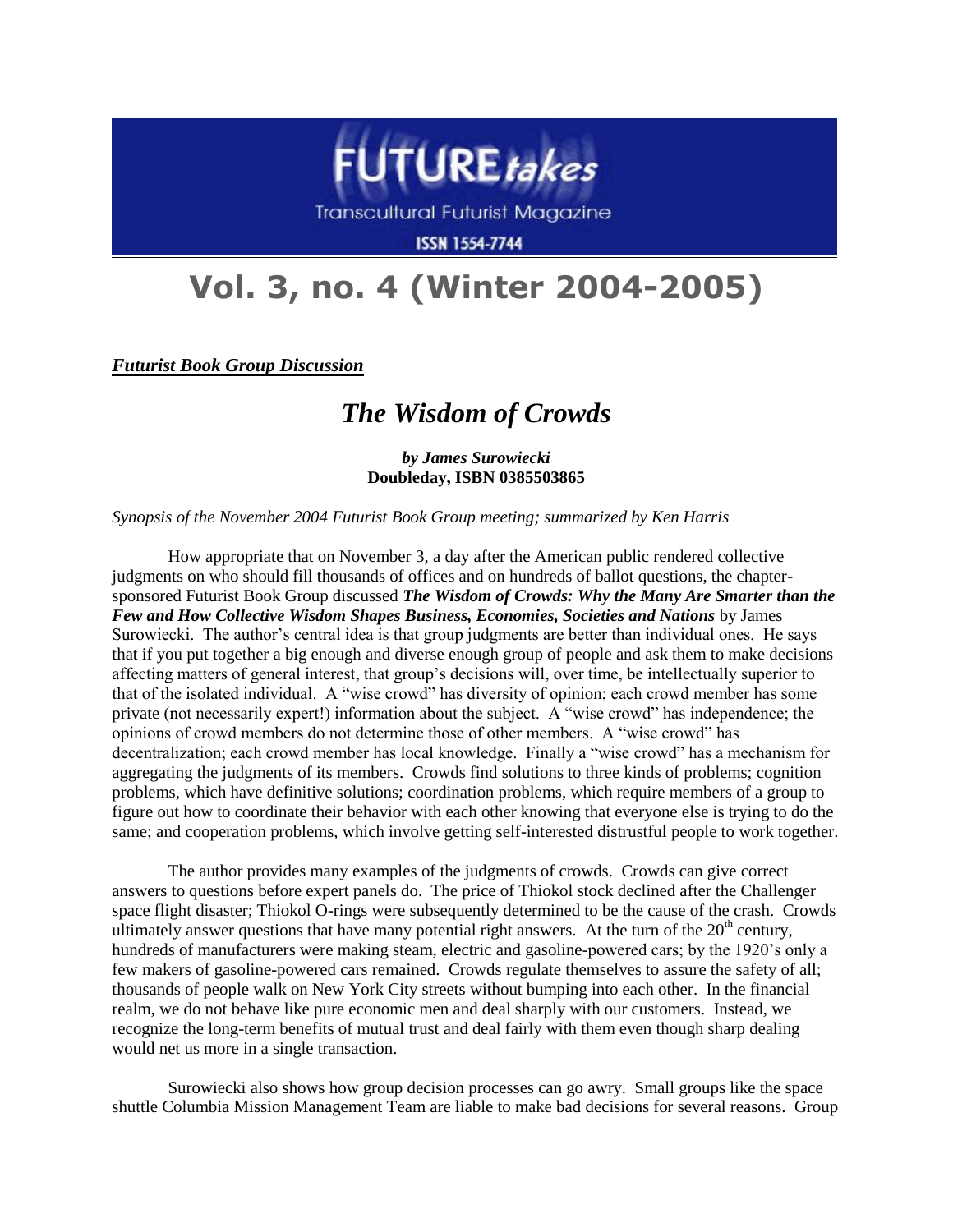FUTURE*takes*

Transcultural Futurist Magazine

ISSN 1554-7744

# Vol. 3, no. 4 (Winter 2004-2005)

***Futurist Book Group Discussion***

## *The Wisdom of Crowds*

***by James Surowiecki***
**Doubleday, ISBN 0385503865**

*Synopsis of the November 2004 Futurist Book Group meeting; summarized by Ken Harris*

How appropriate that on November 3, a day after the American public rendered collective judgments on who should fill thousands of offices and on hundreds of ballot questions, the chapter-sponsored Futurist Book Group discussed ***The Wisdom of Crowds: Why the Many Are Smarter than the Few and How Collective Wisdom Shapes Business, Economies, Societies and Nations*** by James Surowiecki. The author's central idea is that group judgments are better than individual ones. He says that if you put together a big enough and diverse enough group of people and ask them to make decisions affecting matters of general interest, that group's decisions will, over time, be intellectually superior to that of the isolated individual. A "wise crowd" has diversity of opinion; each crowd member has some private (not necessarily expert!) information about the subject. A "wise crowd" has independence; the opinions of crowd members do not determine those of other members. A "wise crowd" has decentralization; each crowd member has local knowledge. Finally a "wise crowd" has a mechanism for aggregating the judgments of its members. Crowds find solutions to three kinds of problems; cognition problems, which have definitive solutions; coordination problems, which require members of a group to figure out how to coordinate their behavior with each other knowing that everyone else is trying to do the same; and cooperation problems, which involve getting self-interested distrustful people to work together.

The author provides many examples of the judgments of crowds. Crowds can give correct answers to questions before expert panels do. The price of Thiokol stock declined after the Challenger space flight disaster; Thiokol O-rings were subsequently determined to be the cause of the crash. Crowds ultimately answer questions that have many potential right answers. At the turn of the 20th century, hundreds of manufacturers were making steam, electric and gasoline-powered cars; by the 1920's only a few makers of gasoline-powered cars remained. Crowds regulate themselves to assure the safety of all; thousands of people walk on New York City streets without bumping into each other. In the financial realm, we do not behave like pure economic men and deal sharply with our customers. Instead, we recognize the long-term benefits of mutual trust and deal fairly with them even though sharp dealing would net us more in a single transaction.

Surowiecki also shows how group decision processes can go awry. Small groups like the space shuttle Columbia Mission Management Team are liable to make bad decisions for several reasons. Group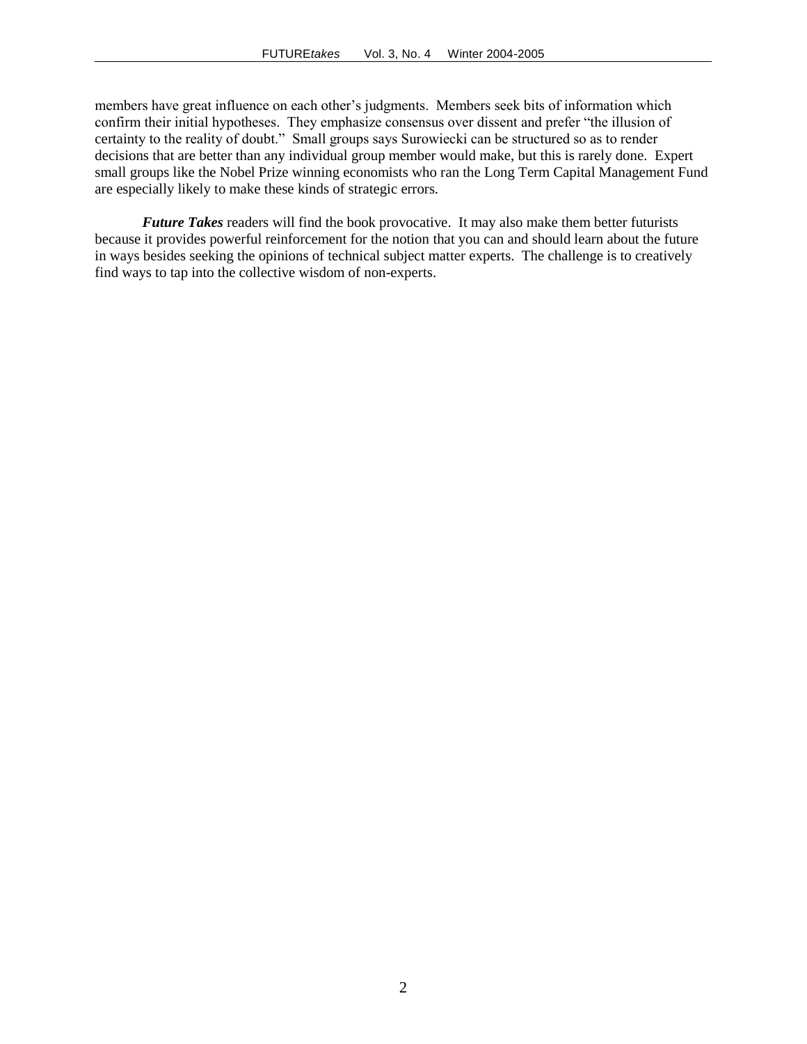members have great influence on each other's judgments. Members seek bits of information which confirm their initial hypotheses. They emphasize consensus over dissent and prefer "the illusion of certainty to the reality of doubt." Small groups says Surowiecki can be structured so as to render decisions that are better than any individual group member would make, but this is rarely done. Expert small groups like the Nobel Prize winning economists who ran the Long Term Capital Management Fund are especially likely to make these kinds of strategic errors.

***Future Takes*** readers will find the book provocative. It may also make them better futurists because it provides powerful reinforcement for the notion that you can and should learn about the future in ways besides seeking the opinions of technical subject matter experts. The challenge is to creatively find ways to tap into the collective wisdom of non-experts.